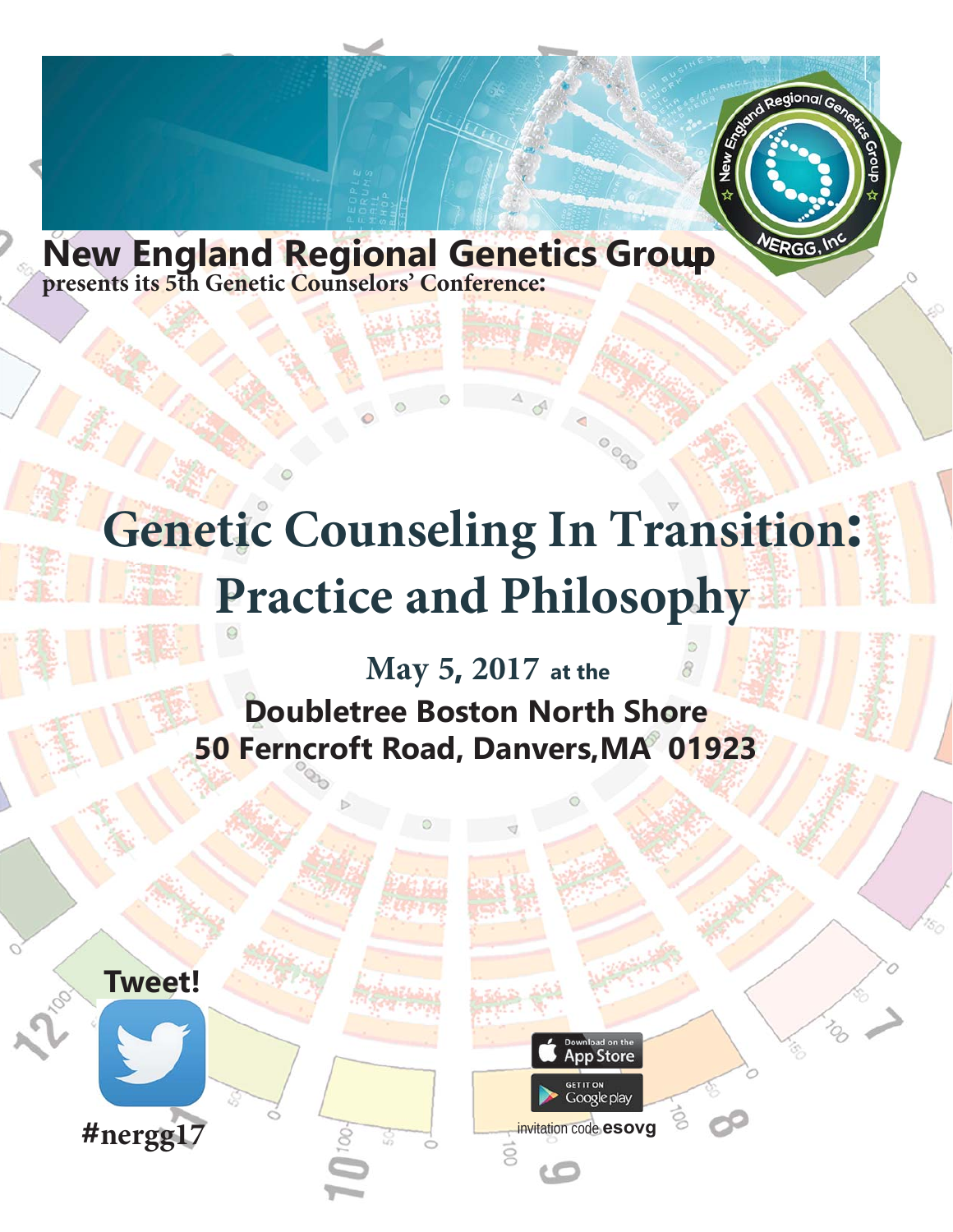**New England Regional Genetics Group**
**presents its 5th Genetic Counselors' Conference:**

# Genetic Counseling In Transition: Practice and Philosophy

## May 5, 2017 at the

## Doubletree Boston North Shore
## 50 Ferncroft Road, Danvers,MA 01923

**Tweet!**

**#nergg17**

Download on the App Store

GET IT ON Google play

invitation code **esovg**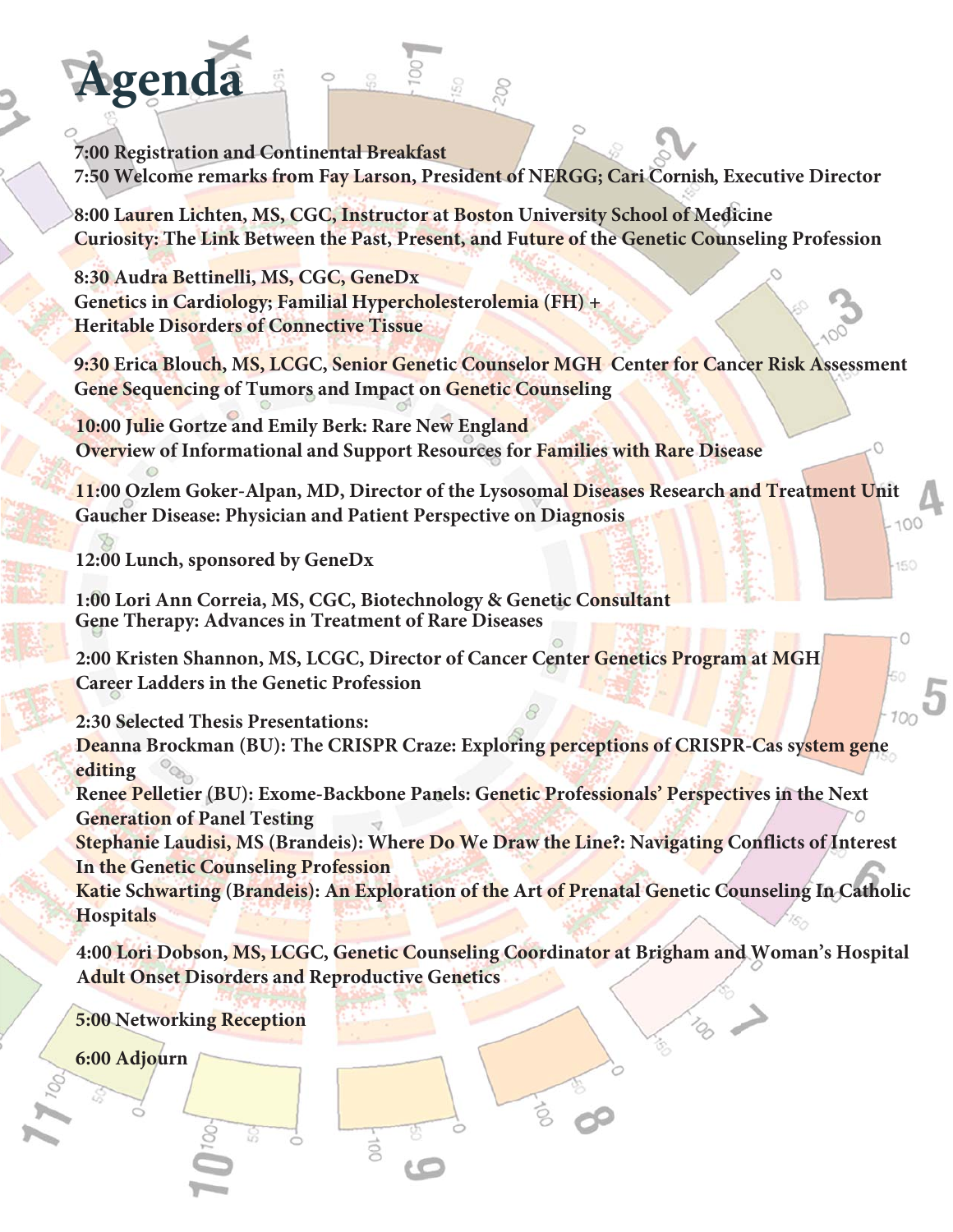# Agenda

**7:00 Registration and Continental Breakfast**
**7:50 Welcome remarks from Fay Larson, President of NERGG; Cari Cornish, Executive Director**

**8:00 Lauren Lichten, MS, CGC, Instructor at Boston University School of Medicine**
**Curiosity: The Link Between the Past, Present, and Future of the Genetic Counseling Profession**

**8:30 Audra Bettinelli, MS, CGC, GeneDx**
**Genetics in Cardiology; Familial Hypercholesterolemia (FH) +**
**Heritable Disorders of Connective Tissue**

**9:30 Erica Blouch, MS, LCGC, Senior Genetic Counselor MGH Center for Cancer Risk Assessment**
**Gene Sequencing of Tumors and Impact on Genetic Counseling**

**10:00 Julie Gortze and Emily Berk: Rare New England**
**Overview of Informational and Support Resources for Families with Rare Disease**

**11:00 Ozlem Goker-Alpan, MD, Director of the Lysosomal Diseases Research and Treatment Unit**
**Gaucher Disease: Physician and Patient Perspective on Diagnosis**

**12:00 Lunch, sponsored by GeneDx**

**1:00 Lori Ann Correia, MS, CGC, Biotechnology & Genetic Consultant**
**Gene Therapy: Advances in Treatment of Rare Diseases**

**2:00 Kristen Shannon, MS, LCGC, Director of Cancer Center Genetics Program at MGH**
**Career Ladders in the Genetic Profession**

**2:30 Selected Thesis Presentations:**
**Deanna Brockman (BU): The CRISPR Craze: Exploring perceptions of CRISPR-Cas system gene editing**
**Renee Pelletier (BU): Exome-Backbone Panels: Genetic Professionals' Perspectives in the Next Generation of Panel Testing**
**Stephanie Laudisi, MS (Brandeis): Where Do We Draw the Line?: Navigating Conflicts of Interest In the Genetic Counseling Profession**
**Katie Schwarting (Brandeis): An Exploration of the Art of Prenatal Genetic Counseling In Catholic Hospitals**

**4:00 Lori Dobson, MS, LCGC, Genetic Counseling Coordinator at Brigham and Woman's Hospital**
**Adult Onset Disorders and Reproductive Genetics**

**5:00 Networking Reception**

**6:00 Adjourn**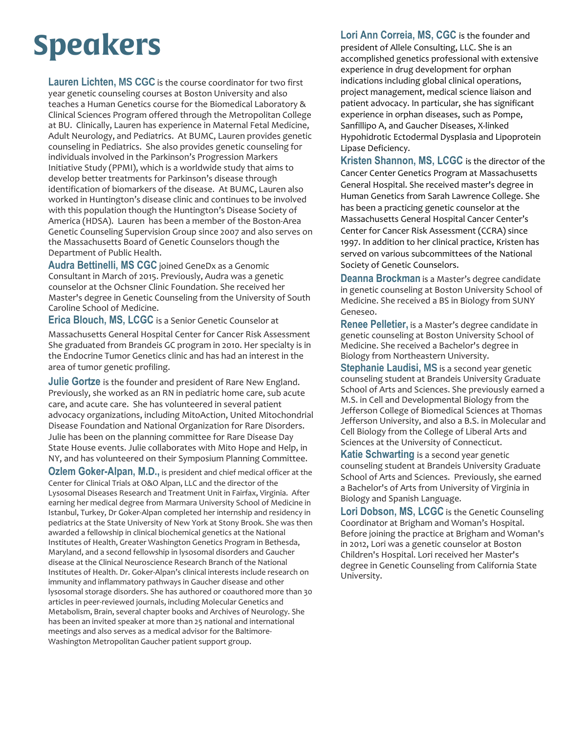# Speakers

**Lauren Lichten, MS CGC** is the course coordinator for two first year genetic counseling courses at Boston University and also teaches a Human Genetics course for the Biomedical Laboratory & Clinical Sciences Program offered through the Metropolitan College at BU. Clinically, Lauren has experience in Maternal Fetal Medicine, Adult Neurology, and Pediatrics. At BUMC, Lauren provides genetic counseling in Pediatrics. She also provides genetic counseling for individuals involved in the Parkinson's Progression Markers Initiative Study (PPMI), which is a worldwide study that aims to develop better treatments for Parkinson's disease through identification of biomarkers of the disease. At BUMC, Lauren also worked in Huntington's disease clinic and continues to be involved with this population though the Huntington's Disease Society of America (HDSA). Lauren has been a member of the Boston-Area Genetic Counseling Supervision Group since 2007 and also serves on the Massachusetts Board of Genetic Counselors though the Department of Public Health.

**Audra Bettinelli, MS CGC** joined GeneDx as a Genomic Consultant in March of 2015. Previously, Audra was a genetic counselor at the Ochsner Clinic Foundation. She received her Master's degree in Genetic Counseling from the University of South Caroline School of Medicine.

**Erica Blouch, MS, LCGC** is a Senior Genetic Counselor at Massachusetts General Hospital Center for Cancer Risk Assessment She graduated from Brandeis GC program in 2010. Her specialty is in the Endocrine Tumor Genetics clinic and has had an interest in the area of tumor genetic profiling.

**Julie Gortze** is the founder and president of Rare New England. Previously, she worked as an RN in pediatric home care, sub acute care, and acute care. She has volunteered in several patient advocacy organizations, including MitoAction, United Mitochondrial Disease Foundation and National Organization for Rare Disorders. Julie has been on the planning committee for Rare Disease Day State House events. Julie collaborates with Mito Hope and Help, in NY, and has volunteered on their Symposium Planning Committee.

**Ozlem Goker-Alpan, M.D.,** is president and chief medical officer at the Center for Clinical Trials at O&O Alpan, LLC and the director of the Lysosomal Diseases Research and Treatment Unit in Fairfax, Virginia. After earning her medical degree from Marmara University School of Medicine in Istanbul, Turkey, Dr Goker-Alpan completed her internship and residency in pediatrics at the State University of New York at Stony Brook. She was then awarded a fellowship in clinical biochemical genetics at the National Institutes of Health, Greater Washington Genetics Program in Bethesda, Maryland, and a second fellowship in lysosomal disorders and Gaucher disease at the Clinical Neuroscience Research Branch of the National Institutes of Health. Dr. Goker-Alpan's clinical interests include research on immunity and inflammatory pathways in Gaucher disease and other lysosomal storage disorders. She has authored or coauthored more than 30 articles in peer-reviewed journals, including Molecular Genetics and Metabolism, Brain, several chapter books and Archives of Neurology. She has been an invited speaker at more than 25 national and international meetings and also serves as a medical advisor for the Baltimore-Washington Metropolitan Gaucher patient support group.

**Lori Ann Correia, MS, CGC** is the founder and president of Allele Consulting, LLC. She is an accomplished genetics professional with extensive experience in drug development for orphan indications including global clinical operations, project management, medical science liaison and patient advocacy. In particular, she has significant experience in orphan diseases, such as Pompe, Sanfillipo A, and Gaucher Diseases, X-linked Hypohidrotic Ectodermal Dysplasia and Lipoprotein Lipase Deficiency.

**Kristen Shannon, MS, LCGC** is the director of the Cancer Center Genetics Program at Massachusetts General Hospital. She received master's degree in Human Genetics from Sarah Lawrence College. She has been a practicing genetic counselor at the Massachusetts General Hospital Cancer Center's Center for Cancer Risk Assessment (CCRA) since 1997. In addition to her clinical practice, Kristen has served on various subcommittees of the National Society of Genetic Counselors.

**Deanna Brockman** is a Master's degree candidate in genetic counseling at Boston University School of Medicine. She received a BS in Biology from SUNY Geneseo.

**Renee Pelletier,** is a Master's degree candidate in genetic counseling at Boston University School of Medicine. She received a Bachelor's degree in Biology from Northeastern University.

**Stephanie Laudisi, MS** is a second year genetic counseling student at Brandeis University Graduate School of Arts and Sciences. She previously earned a M.S. in Cell and Developmental Biology from the Jefferson College of Biomedical Sciences at Thomas Jefferson University, and also a B.S. in Molecular and Cell Biology from the College of Liberal Arts and Sciences at the University of Connecticut.

**Katie Schwarting** is a second year genetic counseling student at Brandeis University Graduate School of Arts and Sciences. Previously, she earned a Bachelor's of Arts from University of Virginia in Biology and Spanish Language.

**Lori Dobson, MS, LCGC** is the Genetic Counseling Coordinator at Brigham and Woman's Hospital. Before joining the practice at Brigham and Woman's in 2012, Lori was a genetic counselor at Boston Children's Hospital. Lori received her Master's degree in Genetic Counseling from California State University.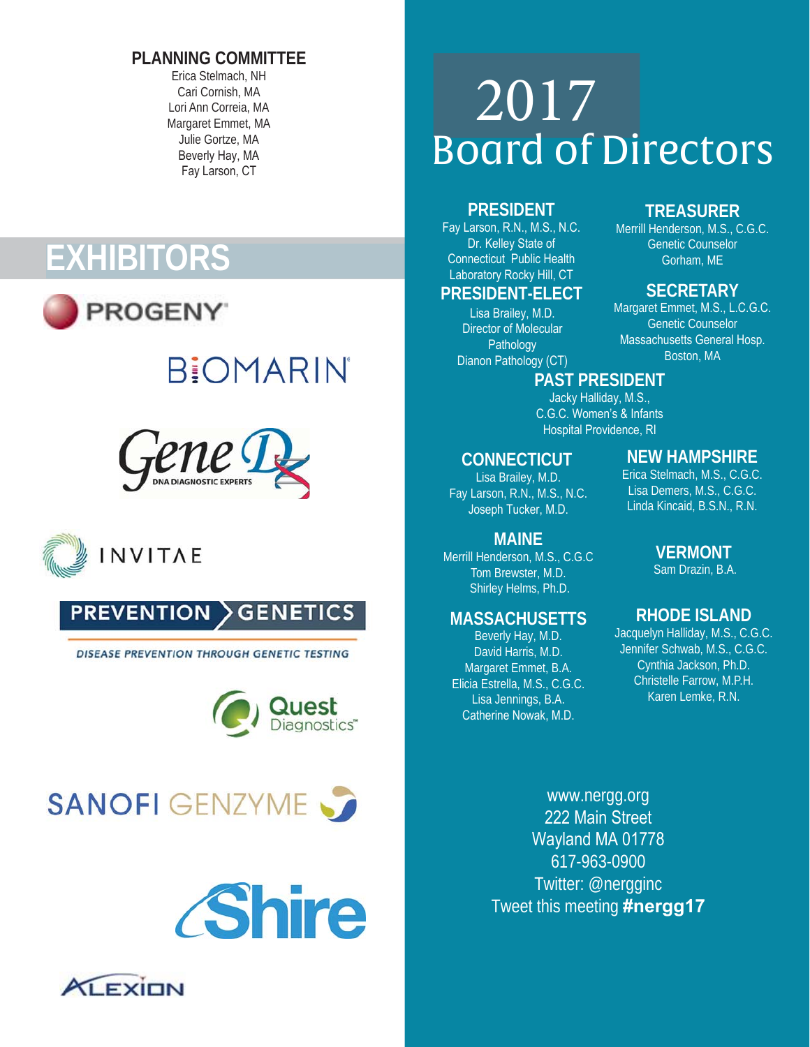## PLANNING COMMITTEE

Erica Stelmach, NH
Cari Cornish, MA
Lori Ann Correia, MA
Margaret Emmet, MA
Julie Gortze, MA
Beverly Hay, MA
Fay Larson, CT

## EXHIBITORS

PROGENY

BIOMARIN

GeneDx DNA DIAGNOSTIC EXPERTS

INVITAE

PREVENTION GENETICS
DISEASE PREVENTION THROUGH GENETIC TESTING

Quest Diagnostics

SANOFI GENZYME

Shire

ALEXION

# 2017 Board of Directors

### PRESIDENT

Fay Larson, R.N., M.S., N.C.
Dr. Kelley State of Connecticut Public Health Laboratory Rocky Hill, CT

### PRESIDENT-ELECT

Lisa Brailey, M.D.
Director of Molecular Pathology
Dianon Pathology (CT)

### TREASURER

Merrill Henderson, M.S., C.G.C.
Genetic Counselor
Gorham, ME

### SECRETARY

Margaret Emmet, M.S., L.C.G.C.
Genetic Counselor
Massachusetts General Hosp.
Boston, MA

### PAST PRESIDENT

Jacky Halliday, M.S.,
C.G.C. Women's & Infants Hospital Providence, RI

### CONNECTICUT

Lisa Brailey, M.D.
Fay Larson, R.N., M.S., N.C.
Joseph Tucker, M.D.

### NEW HAMPSHIRE

Erica Stelmach, M.S., C.G.C.
Lisa Demers, M.S., C.G.C.
Linda Kincaid, B.S.N., R.N.

### MAINE

Merrill Henderson, M.S., C.G.C
Tom Brewster, M.D.
Shirley Helms, Ph.D.

### VERMONT

Sam Drazin, B.A.

### MASSACHUSETTS

Beverly Hay, M.D.
David Harris, M.D.
Margaret Emmet, B.A.
Elicia Estrella, M.S., C.G.C.
Lisa Jennings, B.A.
Catherine Nowak, M.D.

### RHODE ISLAND

Jacquelyn Halliday, M.S., C.G.C.
Jennifer Schwab, M.S., C.G.C.
Cynthia Jackson, Ph.D.
Christelle Farrow, M.P.H.
Karen Lemke, R.N.

www.nergg.org
222 Main Street
Wayland MA 01778
617-963-0900
Twitter: @nergginc
Tweet this meeting **#nergg17**